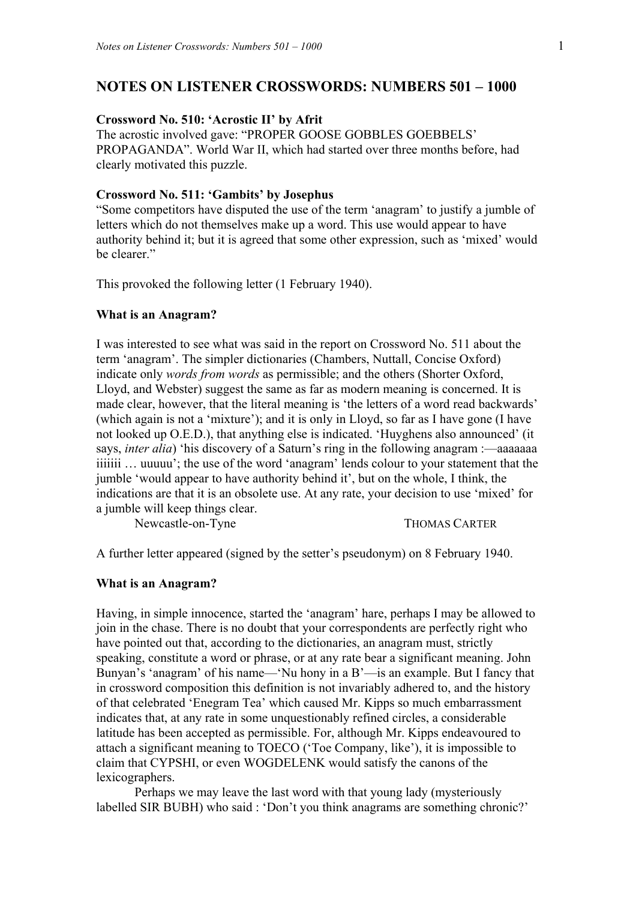# NOTES ON LISTENER CROSSWORDS: NUMBERS 501 – 1000

**Crossword No. 510: 'Acrostic II' by Afrit**
The acrostic involved gave: "PROPER GOOSE GOBBLES GOEBBELS' PROPAGANDA". World War II, which had started over three months before, had clearly motivated this puzzle.

**Crossword No. 511: 'Gambits' by Josephus**
"Some competitors have disputed the use of the term 'anagram' to justify a jumble of letters which do not themselves make up a word. This use would appear to have authority behind it; but it is agreed that some other expression, such as 'mixed' would be clearer."

This provoked the following letter (1 February 1940).

**What is an Anagram?**

I was interested to see what was said in the report on Crossword No. 511 about the term 'anagram'. The simpler dictionaries (Chambers, Nuttall, Concise Oxford) indicate only *words from words* as permissible; and the others (Shorter Oxford, Lloyd, and Webster) suggest the same as far as modern meaning is concerned. It is made clear, however, that the literal meaning is 'the letters of a word read backwards' (which again is not a 'mixture'); and it is only in Lloyd, so far as I have gone (I have not looked up O.E.D.), that anything else is indicated. 'Huyghens also announced' (it says, *inter alia*) 'his discovery of a Saturn's ring in the following anagram :—aaaaaaa iiiiiii … uuuuu'; the use of the word 'anagram' lends colour to your statement that the jumble 'would appear to have authority behind it', but on the whole, I think, the indications are that it is an obsolete use. At any rate, your decision to use 'mixed' for a jumble will keep things clear.

Newcastle-on-Tyne THOMAS CARTER

A further letter appeared (signed by the setter's pseudonym) on 8 February 1940.

**What is an Anagram?**

Having, in simple innocence, started the 'anagram' hare, perhaps I may be allowed to join in the chase. There is no doubt that your correspondents are perfectly right who have pointed out that, according to the dictionaries, an anagram must, strictly speaking, constitute a word or phrase, or at any rate bear a significant meaning. John Bunyan's 'anagram' of his name—'Nu hony in a B'—is an example. But I fancy that in crossword composition this definition is not invariably adhered to, and the history of that celebrated 'Enegram Tea' which caused Mr. Kipps so much embarrassment indicates that, at any rate in some unquestionably refined circles, a considerable latitude has been accepted as permissible. For, although Mr. Kipps endeavoured to attach a significant meaning to TOECO ('Toe Company, like'), it is impossible to claim that CYPSHI, or even WOGDELENK would satisfy the canons of the lexicographers.

Perhaps we may leave the last word with that young lady (mysteriously labelled SIR BUBH) who said : 'Don't you think anagrams are something chronic?'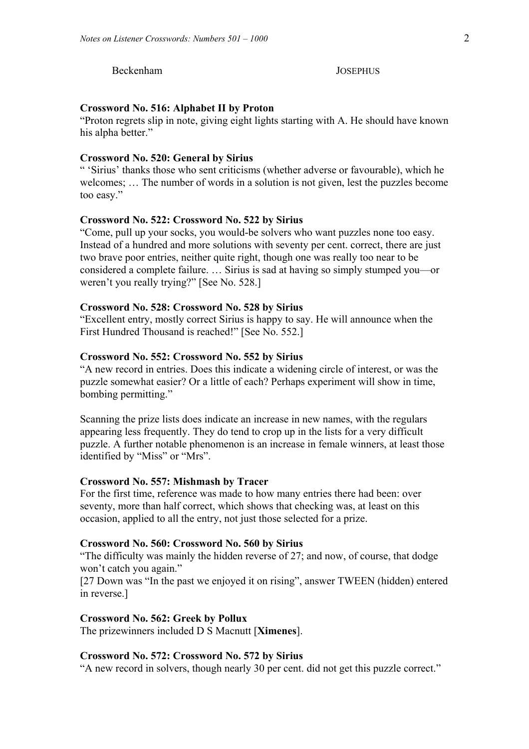Beckenham JOSEPHUS

**Crossword No. 516: Alphabet II by Proton**

"Proton regrets slip in note, giving eight lights starting with A. He should have known his alpha better."

**Crossword No. 520: General by Sirius**

" 'Sirius' thanks those who sent criticisms (whether adverse or favourable), which he welcomes; … The number of words in a solution is not given, lest the puzzles become too easy."

**Crossword No. 522: Crossword No. 522 by Sirius**

"Come, pull up your socks, you would-be solvers who want puzzles none too easy. Instead of a hundred and more solutions with seventy per cent. correct, there are just two brave poor entries, neither quite right, though one was really too near to be considered a complete failure. … Sirius is sad at having so simply stumped you—or weren't you really trying?" [See No. 528.]

**Crossword No. 528: Crossword No. 528 by Sirius**

"Excellent entry, mostly correct Sirius is happy to say. He will announce when the First Hundred Thousand is reached!" [See No. 552.]

**Crossword No. 552: Crossword No. 552 by Sirius**

"A new record in entries. Does this indicate a widening circle of interest, or was the puzzle somewhat easier? Or a little of each? Perhaps experiment will show in time, bombing permitting."

Scanning the prize lists does indicate an increase in new names, with the regulars appearing less frequently. They do tend to crop up in the lists for a very difficult puzzle. A further notable phenomenon is an increase in female winners, at least those identified by "Miss" or "Mrs".

**Crossword No. 557: Mishmash by Tracer**

For the first time, reference was made to how many entries there had been: over seventy, more than half correct, which shows that checking was, at least on this occasion, applied to all the entry, not just those selected for a prize.

**Crossword No. 560: Crossword No. 560 by Sirius**

"The difficulty was mainly the hidden reverse of 27; and now, of course, that dodge won't catch you again."
[27 Down was "In the past we enjoyed it on rising", answer TWEEN (hidden) entered in reverse.]

**Crossword No. 562: Greek by Pollux**

The prizewinners included D S Macnutt [**Ximenes**].

**Crossword No. 572: Crossword No. 572 by Sirius**

"A new record in solvers, though nearly 30 per cent. did not get this puzzle correct."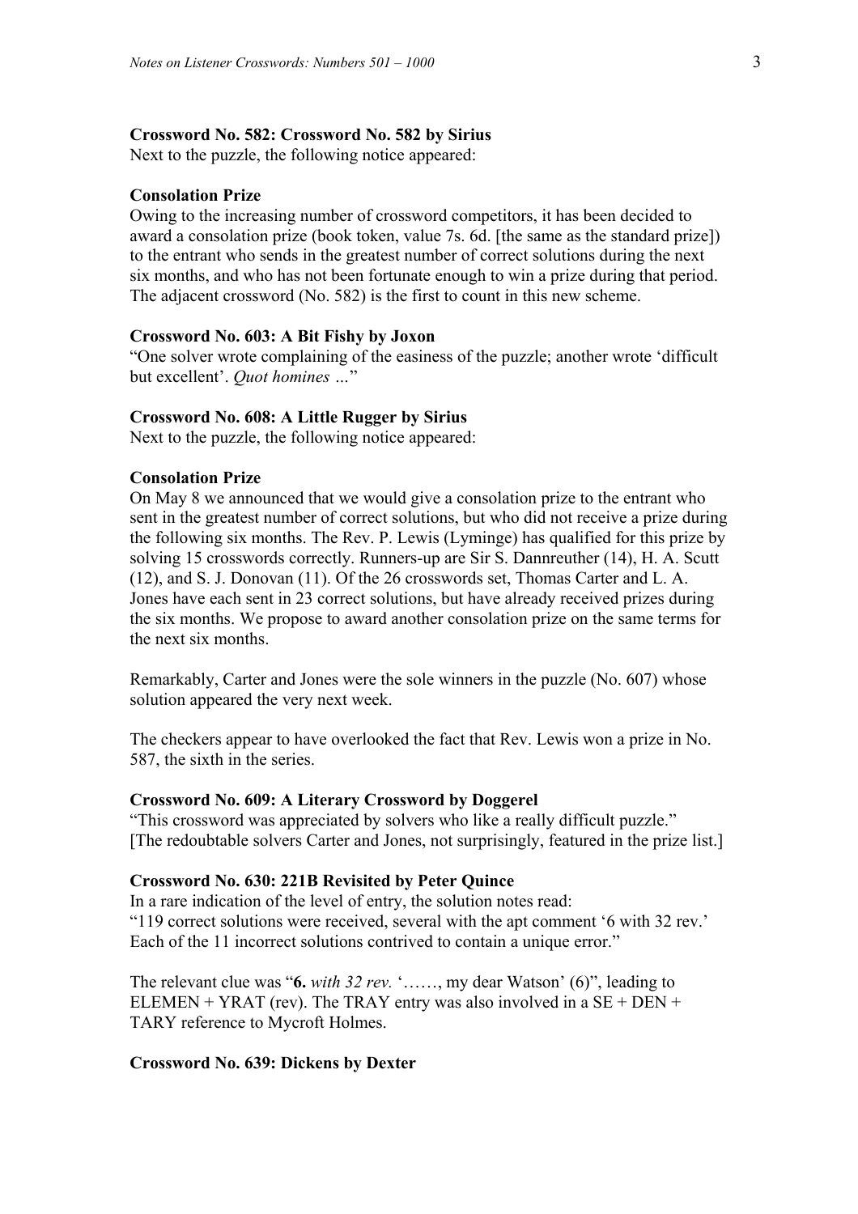**Crossword No. 582: Crossword No. 582 by Sirius**
Next to the puzzle, the following notice appeared:

**Consolation Prize**
Owing to the increasing number of crossword competitors, it has been decided to award a consolation prize (book token, value 7s. 6d. [the same as the standard prize]) to the entrant who sends in the greatest number of correct solutions during the next six months, and who has not been fortunate enough to win a prize during that period. The adjacent crossword (No. 582) is the first to count in this new scheme.

**Crossword No. 603: A Bit Fishy by Joxon**
"One solver wrote complaining of the easiness of the puzzle; another wrote 'difficult but excellent'. *Quot homines …*"

**Crossword No. 608: A Little Rugger by Sirius**
Next to the puzzle, the following notice appeared:

**Consolation Prize**
On May 8 we announced that we would give a consolation prize to the entrant who sent in the greatest number of correct solutions, but who did not receive a prize during the following six months. The Rev. P. Lewis (Lyminge) has qualified for this prize by solving 15 crosswords correctly. Runners-up are Sir S. Dannreuther (14), H. A. Scutt (12), and S. J. Donovan (11). Of the 26 crosswords set, Thomas Carter and L. A. Jones have each sent in 23 correct solutions, but have already received prizes during the six months. We propose to award another consolation prize on the same terms for the next six months.

Remarkably, Carter and Jones were the sole winners in the puzzle (No. 607) whose solution appeared the very next week.

The checkers appear to have overlooked the fact that Rev. Lewis won a prize in No. 587, the sixth in the series.

**Crossword No. 609: A Literary Crossword by Doggerel**
"This crossword was appreciated by solvers who like a really difficult puzzle." [The redoubtable solvers Carter and Jones, not surprisingly, featured in the prize list.]

**Crossword No. 630: 221B Revisited by Peter Quince**
In a rare indication of the level of entry, the solution notes read:
"119 correct solutions were received, several with the apt comment '6 with 32 rev.' Each of the 11 incorrect solutions contrived to contain a unique error."

The relevant clue was "**6.** *with 32 rev.* '……, my dear Watson' (6)", leading to ELEMEN + YRAT (rev). The TRAY entry was also involved in a SE + DEN + TARY reference to Mycroft Holmes.

**Crossword No. 639: Dickens by Dexter**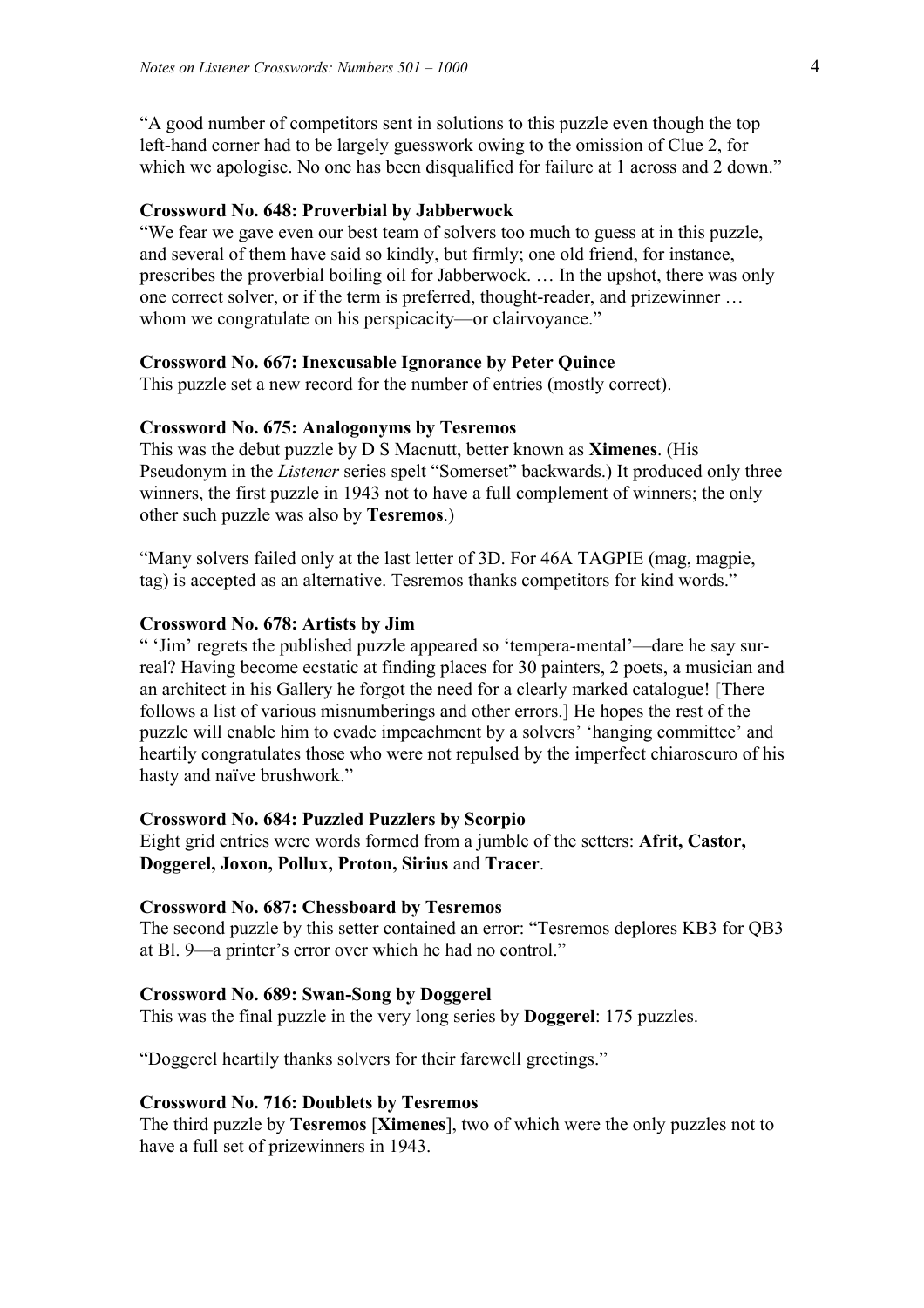"A good number of competitors sent in solutions to this puzzle even though the top left-hand corner had to be largely guesswork owing to the omission of Clue 2, for which we apologise. No one has been disqualified for failure at 1 across and 2 down."

**Crossword No. 648: Proverbial by Jabberwock**

"We fear we gave even our best team of solvers too much to guess at in this puzzle, and several of them have said so kindly, but firmly; one old friend, for instance, prescribes the proverbial boiling oil for Jabberwock. … In the upshot, there was only one correct solver, or if the term is preferred, thought-reader, and prizewinner … whom we congratulate on his perspicacity—or clairvoyance."

**Crossword No. 667: Inexcusable Ignorance by Peter Quince**

This puzzle set a new record for the number of entries (mostly correct).

**Crossword No. 675: Analogonyms by Tesremos**

This was the debut puzzle by D S Macnutt, better known as **Ximenes**. (His Pseudonym in the *Listener* series spelt "Somerset" backwards.) It produced only three winners, the first puzzle in 1943 not to have a full complement of winners; the only other such puzzle was also by **Tesremos**.)

"Many solvers failed only at the last letter of 3D. For 46A TAGPIE (mag, magpie, tag) is accepted as an alternative. Tesremos thanks competitors for kind words."

**Crossword No. 678: Artists by Jim**

" 'Jim' regrets the published puzzle appeared so 'tempera-mental'—dare he say sur-real? Having become ecstatic at finding places for 30 painters, 2 poets, a musician and an architect in his Gallery he forgot the need for a clearly marked catalogue! [There follows a list of various misnumberings and other errors.] He hopes the rest of the puzzle will enable him to evade impeachment by a solvers' 'hanging committee' and heartily congratulates those who were not repulsed by the imperfect chiaroscuro of his hasty and naïve brushwork."

**Crossword No. 684: Puzzled Puzzlers by Scorpio**

Eight grid entries were words formed from a jumble of the setters: **Afrit, Castor, Doggerel, Joxon, Pollux, Proton, Sirius** and **Tracer**.

**Crossword No. 687: Chessboard by Tesremos**

The second puzzle by this setter contained an error: "Tesremos deplores KB3 for QB3 at Bl. 9—a printer's error over which he had no control."

**Crossword No. 689: Swan-Song by Doggerel**

This was the final puzzle in the very long series by **Doggerel**: 175 puzzles.

"Doggerel heartily thanks solvers for their farewell greetings."

**Crossword No. 716: Doublets by Tesremos**

The third puzzle by **Tesremos** [**Ximenes**], two of which were the only puzzles not to have a full set of prizewinners in 1943.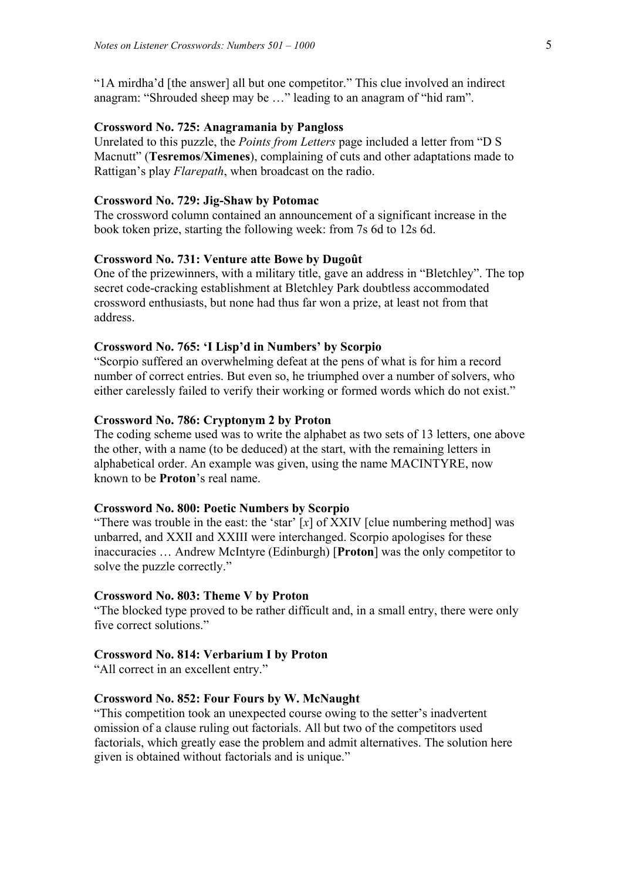"1A mirdha'd [the answer] all but one competitor." This clue involved an indirect anagram: "Shrouded sheep may be …" leading to an anagram of "hid ram".

### Crossword No. 725: Anagramania by Pangloss

Unrelated to this puzzle, the *Points from Letters* page included a letter from "D S Macnutt" (**Tesremos**/**Ximenes**), complaining of cuts and other adaptations made to Rattigan's play *Flarepath*, when broadcast on the radio.

### Crossword No. 729: Jig-Shaw by Potomac

The crossword column contained an announcement of a significant increase in the book token prize, starting the following week: from 7s 6d to 12s 6d.

### Crossword No. 731: Venture atte Bowe by Dugoût

One of the prizewinners, with a military title, gave an address in "Bletchley". The top secret code-cracking establishment at Bletchley Park doubtless accommodated crossword enthusiasts, but none had thus far won a prize, at least not from that address.

### Crossword No. 765: 'I Lisp'd in Numbers' by Scorpio

"Scorpio suffered an overwhelming defeat at the pens of what is for him a record number of correct entries. But even so, he triumphed over a number of solvers, who either carelessly failed to verify their working or formed words which do not exist."

### Crossword No. 786: Cryptonym 2 by Proton

The coding scheme used was to write the alphabet as two sets of 13 letters, one above the other, with a name (to be deduced) at the start, with the remaining letters in alphabetical order. An example was given, using the name MACINTYRE, now known to be **Proton**'s real name.

### Crossword No. 800: Poetic Numbers by Scorpio

"There was trouble in the east: the 'star' [*x*] of XXIV [clue numbering method] was unbarred, and XXII and XXIII were interchanged. Scorpio apologises for these inaccuracies … Andrew McIntyre (Edinburgh) [**Proton**] was the only competitor to solve the puzzle correctly."

### Crossword No. 803: Theme V by Proton

"The blocked type proved to be rather difficult and, in a small entry, there were only five correct solutions."

### Crossword No. 814: Verbarium I by Proton

"All correct in an excellent entry."

### Crossword No. 852: Four Fours by W. McNaught

"This competition took an unexpected course owing to the setter's inadvertent omission of a clause ruling out factorials. All but two of the competitors used factorials, which greatly ease the problem and admit alternatives. The solution here given is obtained without factorials and is unique."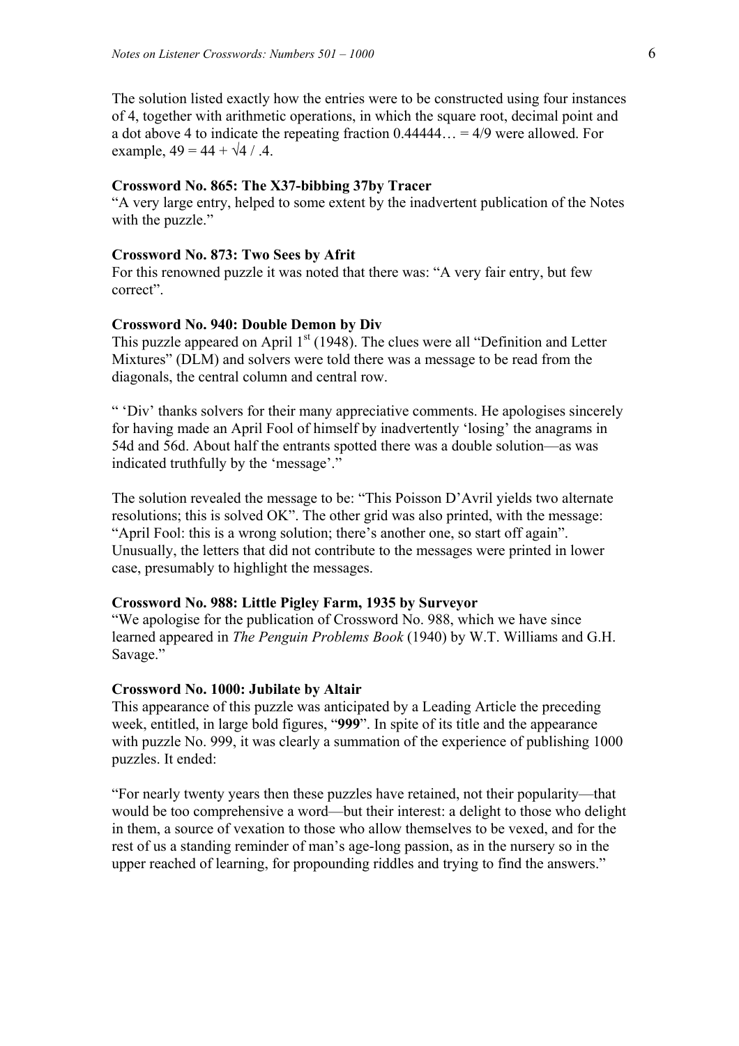The solution listed exactly how the entries were to be constructed using four instances of 4, together with arithmetic operations, in which the square root, decimal point and a dot above 4 to indicate the repeating fraction 0.44444… = 4/9 were allowed. For example, $49 = 44 + \sqrt{4} / .4$.

**Crossword No. 865: The X37-bibbing 37by Tracer**

"A very large entry, helped to some extent by the inadvertent publication of the Notes with the puzzle."

**Crossword No. 873: Two Sees by Afrit**

For this renowned puzzle it was noted that there was: "A very fair entry, but few correct".

**Crossword No. 940: Double Demon by Div**

This puzzle appeared on April 1st (1948). The clues were all "Definition and Letter Mixtures" (DLM) and solvers were told there was a message to be read from the diagonals, the central column and central row.

" 'Div' thanks solvers for their many appreciative comments. He apologises sincerely for having made an April Fool of himself by inadvertently 'losing' the anagrams in 54d and 56d. About half the entrants spotted there was a double solution—as was indicated truthfully by the 'message'."

The solution revealed the message to be: "This Poisson D'Avril yields two alternate resolutions; this is solved OK". The other grid was also printed, with the message: "April Fool: this is a wrong solution; there's another one, so start off again". Unusually, the letters that did not contribute to the messages were printed in lower case, presumably to highlight the messages.

**Crossword No. 988: Little Pigley Farm, 1935 by Surveyor**

"We apologise for the publication of Crossword No. 988, which we have since learned appeared in *The Penguin Problems Book* (1940) by W.T. Williams and G.H. Savage."

**Crossword No. 1000: Jubilate by Altair**

This appearance of this puzzle was anticipated by a Leading Article the preceding week, entitled, in large bold figures, "**999**". In spite of its title and the appearance with puzzle No. 999, it was clearly a summation of the experience of publishing 1000 puzzles. It ended:

"For nearly twenty years then these puzzles have retained, not their popularity—that would be too comprehensive a word—but their interest: a delight to those who delight in them, a source of vexation to those who allow themselves to be vexed, and for the rest of us a standing reminder of man's age-long passion, as in the nursery so in the upper reached of learning, for propounding riddles and trying to find the answers."